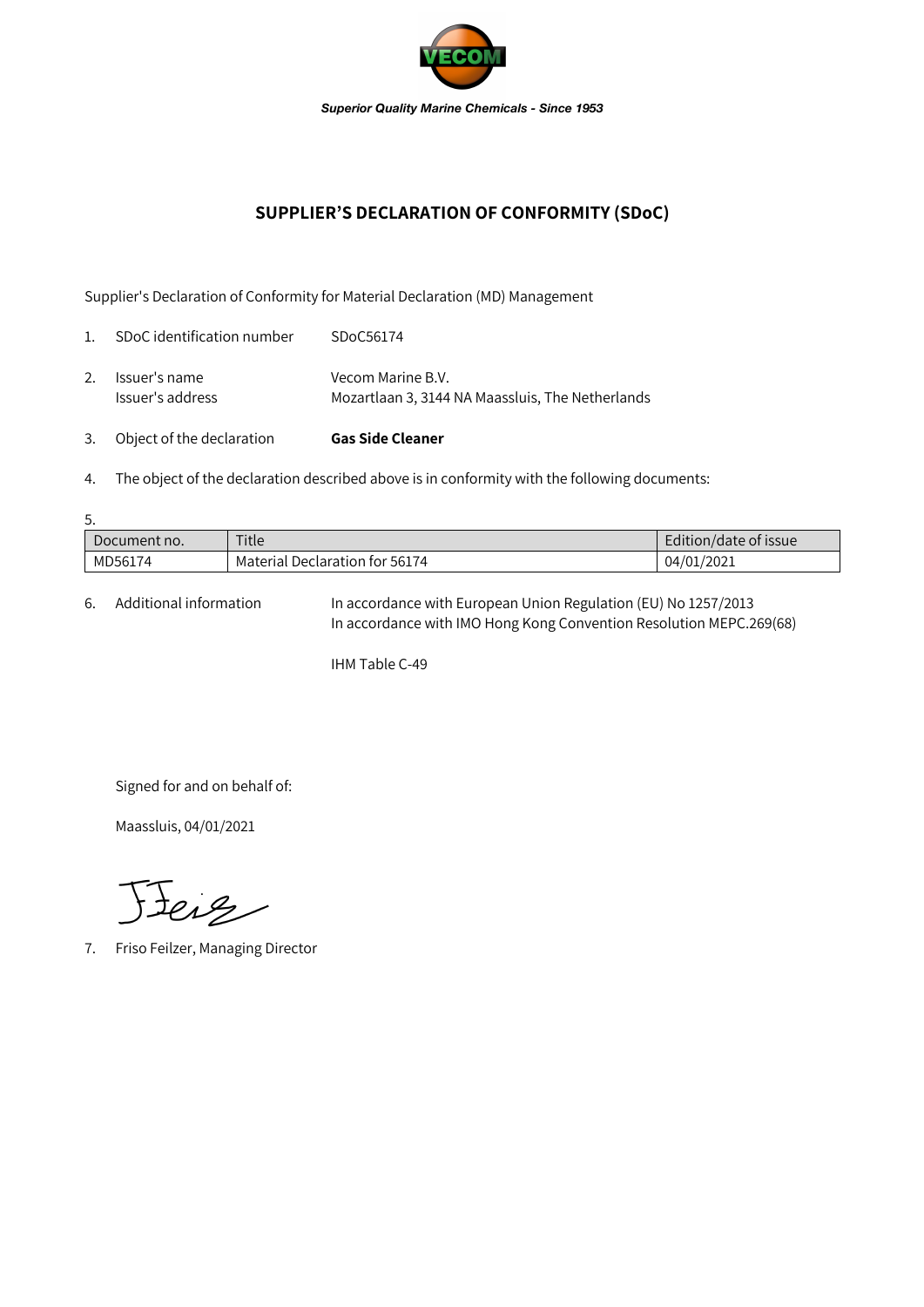*Superior Quality Marine Chemicals - Since 1953*

# SUPPLIER'S DECLARATION OF CONFORMITY (SDoC)

Supplier's Declaration of Conformity for Material Declaration (MD) Management

1. SDoC identification number SDoC56174

2. Issuer's name Vecom Marine B.V.
   Issuer's address Mozartlaan 3, 3144 NA Maassluis, The Netherlands

3. Object of the declaration **Gas Side Cleaner**

4. The object of the declaration described above is in conformity with the following documents:

5.

| Document no. | Title | Edition/date of issue |
|---|---|---|
| MD56174 | Material Declaration for 56174 | 04/01/2021 |

6. Additional information In accordance with European Union Regulation (EU) No 1257/2013
   In accordance with IMO Hong Kong Convention Resolution MEPC.269(68)

   IHM Table C-49

Signed for and on behalf of:

Maassluis, 04/01/2021

7. Friso Feilzer, Managing Director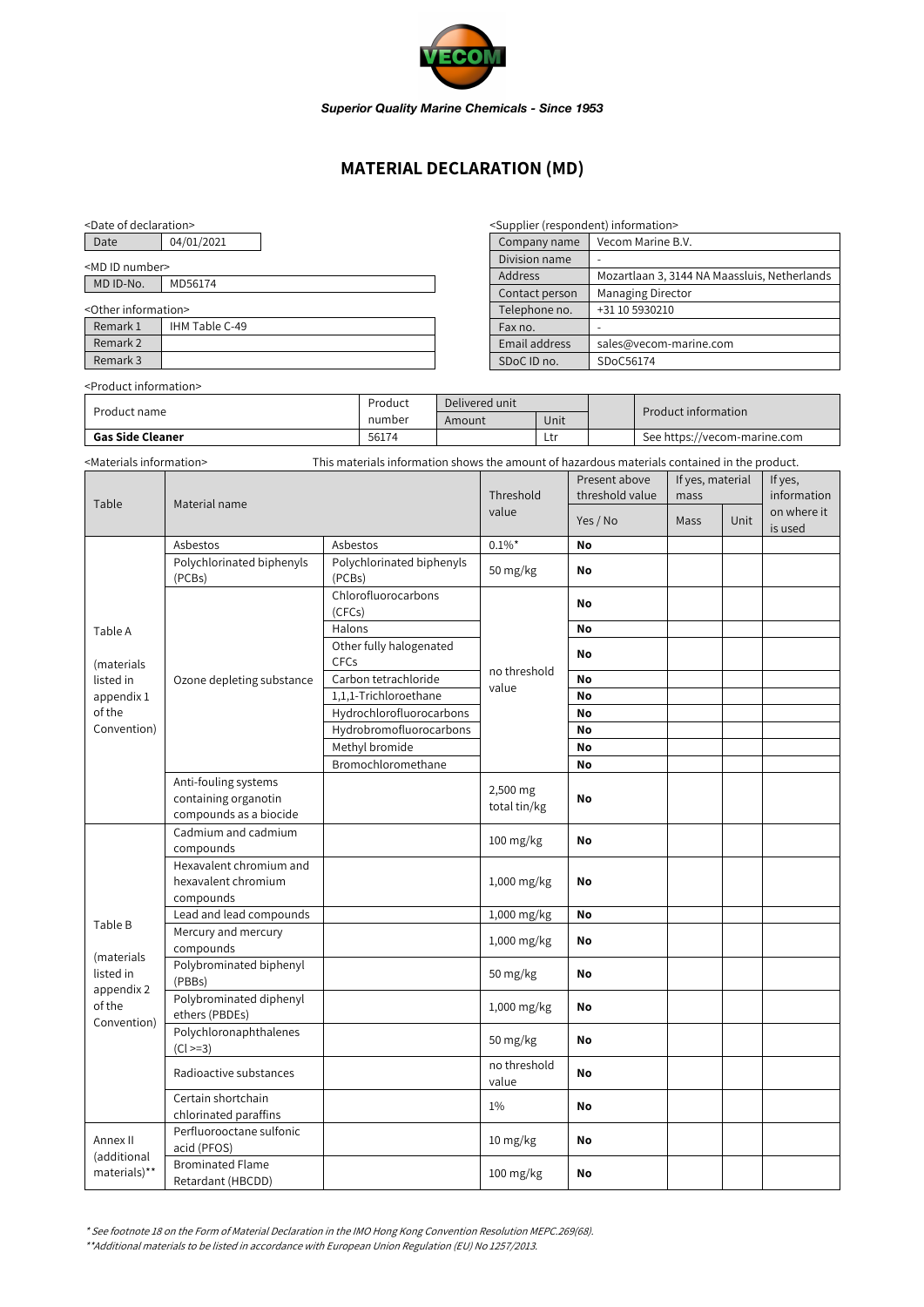VECOM

*Superior Quality Marine Chemicals - Since 1953*

# MATERIAL DECLARATION (MD)

<Date of declaration>

| | |
|---|---|
| Date | 04/01/2021 |

<MD ID number>

| | |
|---|---|
| MD ID-No. | MD56174 |

<Other information>

| | |
|---|---|
| Remark 1 | IHM Table C-49 |
| Remark 2 | |
| Remark 3 | |

<Supplier (respondent) information>

| | |
|---|---|
| Company name | Vecom Marine B.V. |
| Division name | - |
| Address | Mozartlaan 3, 3144 NA Maassluis, Netherlands |
| Contact person | Managing Director |
| Telephone no. | +31 10 5930210 |
| Fax no. | - |
| Email address | sales@vecom-marine.com |
| SDoC ID no. | SDoC56174 |

<Product information>

| Product name | Product number | Delivered unit | | | Product information |
|---|---|---|---|---|---|
| | | Amount | Unit | | |
| **Gas Side Cleaner** | 56174 | | Ltr | | See https://vecom-marine.com |

<Materials information> This materials information shows the amount of hazardous materials contained in the product.

| Table | Material name | | Threshold value | Present above threshold value | If yes, material mass | | If yes, information on where it is used |
|---|---|---|---|---|---|---|---|
| | | | | Yes / No | Mass | Unit | |
| Table A (materials listed in appendix 1 of the Convention) | Asbestos | Asbestos | 0.1%* | **No** | | | |
| | Polychlorinated biphenyls (PCBs) | Polychlorinated biphenyls (PCBs) | 50 mg/kg | **No** | | | |
| | Ozone depleting substance | Chlorofluorocarbons (CFCs) | no threshold value | **No** | | | |
| | | Halons | | **No** | | | |
| | | Other fully halogenated CFCs | | **No** | | | |
| | | Carbon tetrachloride | | **No** | | | |
| | | 1,1,1-Trichloroethane | | **No** | | | |
| | | Hydrochlorofluorocarbons | | **No** | | | |
| | | Hydrobromofluorocarbons | | **No** | | | |
| | | Methyl bromide | | **No** | | | |
| | | Bromochloromethane | | **No** | | | |
| | Anti-fouling systems containing organotin compounds as a biocide | | 2,500 mg total tin/kg | **No** | | | |
| Table B (materials listed in appendix 2 of the Convention) | Cadmium and cadmium compounds | | 100 mg/kg | **No** | | | |
| | Hexavalent chromium and hexavalent chromium compounds | | 1,000 mg/kg | **No** | | | |
| | Lead and lead compounds | | 1,000 mg/kg | **No** | | | |
| | Mercury and mercury compounds | | 1,000 mg/kg | **No** | | | |
| | Polybrominated biphenyl (PBBs) | | 50 mg/kg | **No** | | | |
| | Polybrominated diphenyl ethers (PBDEs) | | 1,000 mg/kg | **No** | | | |
| | Polychloronaphthalenes (Cl >=3) | | 50 mg/kg | **No** | | | |
| | Radioactive substances | | no threshold value | **No** | | | |
| | Certain shortchain chlorinated paraffins | | 1% | **No** | | | |
| Annex II (additional materials)** | Perfluorooctane sulfonic acid (PFOS) | | 10 mg/kg | **No** | | | |
| | Brominated Flame Retardant (HBCDD) | | 100 mg/kg | **No** | | | |

*\* See footnote 18 on the Form of Material Declaration in the IMO Hong Kong Convention Resolution MEPC.269(68).*

*\*\*Additional materials to be listed in accordance with European Union Regulation (EU) No 1257/2013.*